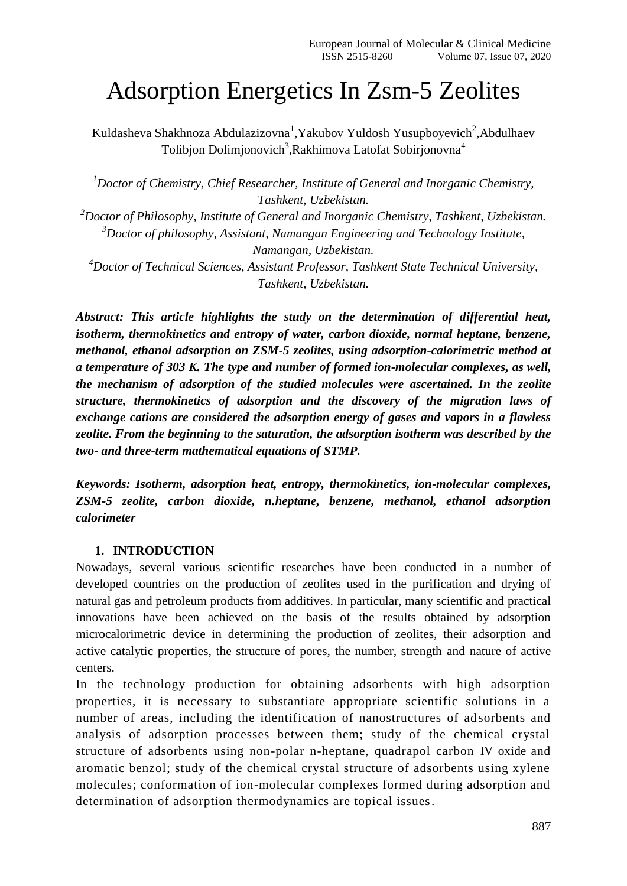# Adsorption Energetics In Zsm-5 Zeolites

Kuldasheva Shakhnoza Abdulazizovna[1],Yakubov Yuldosh Yusupboyevich[2],Abdulhaev Tolibjon Dolimjonovich[3],Rakhimova Latofat Sobirjonovna[4]

[1]*Doctor of Chemistry, Chief Researcher, Institute of General and Inorganic Chemistry, Tashkent, Uzbekistan.*
[2]*Doctor of Philosophy, Institute of General and Inorganic Chemistry, Tashkent, Uzbekistan.*
[3]*Doctor of philosophy, Assistant, Namangan Engineering and Technology Institute, Namangan, Uzbekistan.*
[4]*Doctor of Technical Sciences, Assistant Professor, Tashkent State Technical University, Tashkent, Uzbekistan.*

***Abstract: This article highlights the study on the determination of differential heat, isotherm, thermokinetics and entropy of water, carbon dioxide, normal heptane, benzene, methanol, ethanol adsorption on ZSM-5 zeolites, using adsorption-calorimetric method at a temperature of 303 K. The type and number of formed ion-molecular complexes, as well, the mechanism of adsorption of the studied molecules were ascertained. In the zeolite structure, thermokinetics of adsorption and the discovery of the migration laws of exchange cations are considered the adsorption energy of gases and vapors in a flawless zeolite. From the beginning to the saturation, the adsorption isotherm was described by the two- and three-term mathematical equations of STMP.***

***Keywords: Isotherm, adsorption heat, entropy, thermokinetics, ion-molecular complexes, ZSM-5 zeolite, carbon dioxide, n.heptane, benzene, methanol, ethanol adsorption calorimeter***

## 1. INTRODUCTION

Nowadays, several various scientific researches have been conducted in a number of developed countries on the production of zeolites used in the purification and drying of natural gas and petroleum products from additives. In particular, many scientific and practical innovations have been achieved on the basis of the results obtained by adsorption microcalorimetric device in determining the production of zeolites, their adsorption and active catalytic properties, the structure of pores, the number, strength and nature of active centers.

In the technology production for obtaining adsorbents with high adsorption properties, it is necessary to substantiate appropriate scientific solutions in a number of areas, including the identification of nanostructures of adsorbents and analysis of adsorption processes between them; study of the chemical crystal structure of adsorbents using non-polar n-heptane, quadrapol carbon IV oxide and aromatic benzol; study of the chemical crystal structure of adsorbents using xylene molecules; conformation of ion-molecular complexes formed during adsorption and determination of adsorption thermodynamics are topical issues.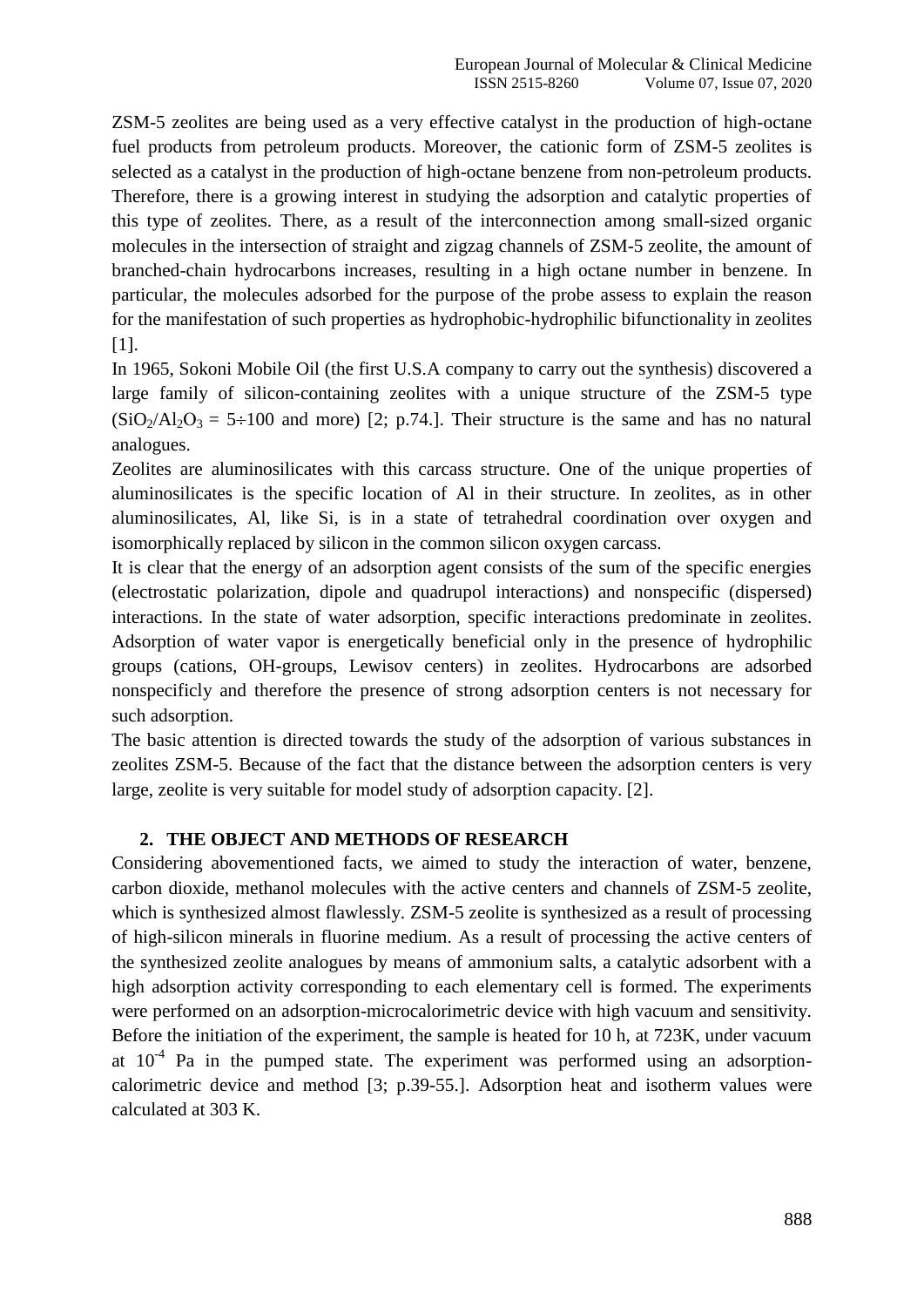ZSM-5 zeolites are being used as a very effective catalyst in the production of high-octane fuel products from petroleum products. Moreover, the cationic form of ZSM-5 zeolites is selected as a catalyst in the production of high-octane benzene from non-petroleum products. Therefore, there is a growing interest in studying the adsorption and catalytic properties of this type of zeolites. There, as a result of the interconnection among small-sized organic molecules in the intersection of straight and zigzag channels of ZSM-5 zeolite, the amount of branched-chain hydrocarbons increases, resulting in a high octane number in benzene. In particular, the molecules adsorbed for the purpose of the probe assess to explain the reason for the manifestation of such properties as hydrophobic-hydrophilic bifunctionality in zeolites [1].

In 1965, Sokoni Mobile Oil (the first U.S.A company to carry out the synthesis) discovered a large family of silicon-containing zeolites with a unique structure of the ZSM-5 type ($SiO_2/Al_2O_3$ = 5÷100 and more) [2; p.74.]. Their structure is the same and has no natural analogues.

Zeolites are aluminosilicates with this carcass structure. One of the unique properties of aluminosilicates is the specific location of Al in their structure. In zeolites, as in other aluminosilicates, Al, like Si, is in a state of tetrahedral coordination over oxygen and isomorphically replaced by silicon in the common silicon oxygen carcass.

It is clear that the energy of an adsorption agent consists of the sum of the specific energies (electrostatic polarization, dipole and quadrupol interactions) and nonspecific (dispersed) interactions. In the state of water adsorption, specific interactions predominate in zeolites. Adsorption of water vapor is energetically beneficial only in the presence of hydrophilic groups (cations, OH-groups, Lewisov centers) in zeolites. Hydrocarbons are adsorbed nonspecificly and therefore the presence of strong adsorption centers is not necessary for such adsorption.

The basic attention is directed towards the study of the adsorption of various substances in zeolites ZSM-5. Because of the fact that the distance between the adsorption centers is very large, zeolite is very suitable for model study of adsorption capacity. [2].

## 2. THE OBJECT AND METHODS OF RESEARCH

Considering abovementioned facts, we aimed to study the interaction of water, benzene, carbon dioxide, methanol molecules with the active centers and channels of ZSM-5 zeolite, which is synthesized almost flawlessly. ZSM-5 zeolite is synthesized as a result of processing of high-silicon minerals in fluorine medium. As a result of processing the active centers of the synthesized zeolite analogues by means of ammonium salts, a catalytic adsorbent with a high adsorption activity corresponding to each elementary cell is formed. The experiments were performed on an adsorption-microcalorimetric device with high vacuum and sensitivity. Before the initiation of the experiment, the sample is heated for 10 h, at 723K, under vacuum at $10^{-4}$ Pa in the pumped state. The experiment was performed using an adsorption-calorimetric device and method [3; p.39-55.]. Adsorption heat and isotherm values were calculated at 303 K.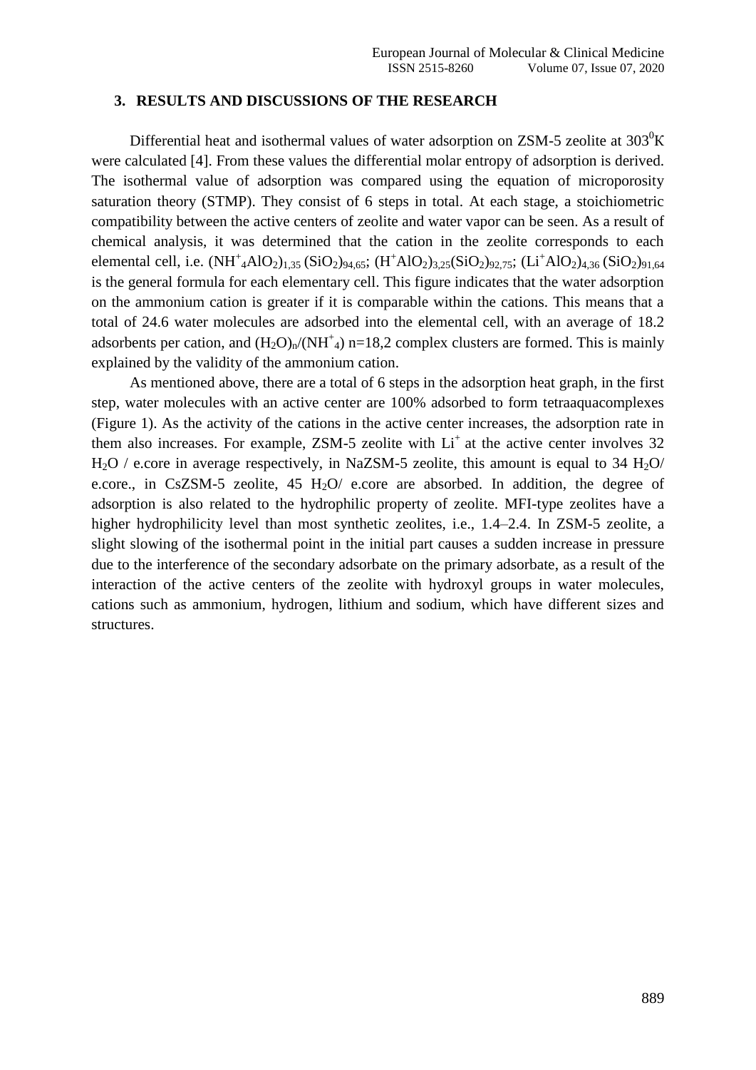## 3. RESULTS AND DISCUSSIONS OF THE RESEARCH

Differential heat and isothermal values of water adsorption on ZSM-5 zeolite at $303^0$K were calculated [4]. From these values the differential molar entropy of adsorption is derived. The isothermal value of adsorption was compared using the equation of microporosity saturation theory (STMP). They consist of 6 steps in total. At each stage, a stoichiometric compatibility between the active centers of zeolite and water vapor can be seen. As a result of chemical analysis, it was determined that the cation in the zeolite corresponds to each elemental cell, i.e. $(NH^+{}_4AlO_2)_{1,35}$ $(SiO_2)_{94,65}$; $(H^+AlO_2)_{3,25}(SiO_2)_{92,75}$; $(Li^+AlO_2)_{4,36}$ $(SiO_2)_{91,64}$ is the general formula for each elementary cell. This figure indicates that the water adsorption on the ammonium cation is greater if it is comparable within the cations. This means that a total of 24.6 water molecules are adsorbed into the elemental cell, with an average of 18.2 adsorbents per cation, and $(H_2O)_n/(NH^+{}_4)$ n=18,2 complex clusters are formed. This is mainly explained by the validity of the ammonium cation.

As mentioned above, there are a total of 6 steps in the adsorption heat graph, in the first step, water molecules with an active center are 100% adsorbed to form tetraaquacomplexes (Figure 1). As the activity of the cations in the active center increases, the adsorption rate in them also increases. For example, ZSM-5 zeolite with $Li^+$ at the active center involves 32 $H_2O$ / e.core in average respectively, in NaZSM-5 zeolite, this amount is equal to 34 $H_2O$/ e.core., in CsZSM-5 zeolite, 45 $H_2O$/ e.core are absorbed. In addition, the degree of adsorption is also related to the hydrophilic property of zeolite. MFI-type zeolites have a higher hydrophilicity level than most synthetic zeolites, i.e., 1.4–2.4. In ZSM-5 zeolite, a slight slowing of the isothermal point in the initial part causes a sudden increase in pressure due to the interference of the secondary adsorbate on the primary adsorbate, as a result of the interaction of the active centers of the zeolite with hydroxyl groups in water molecules, cations such as ammonium, hydrogen, lithium and sodium, which have different sizes and structures.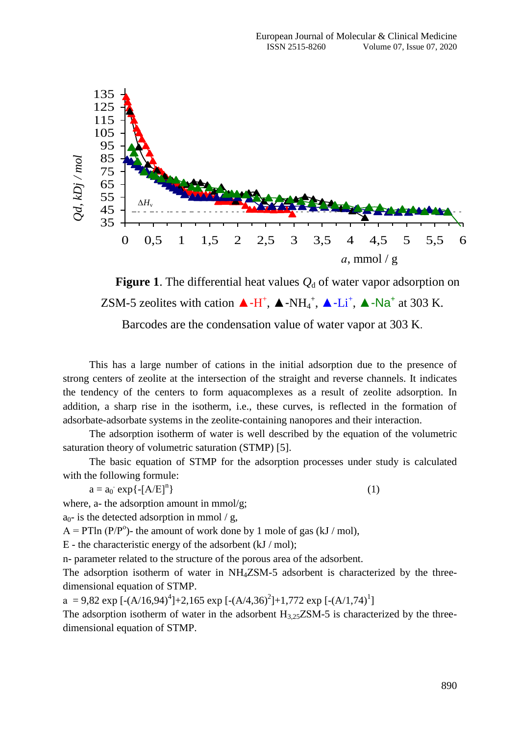**Figure 1**. The differential heat values $Q_d$ of water vapor adsorption on ZSM-5 zeolites with cation ▲-$H^+$, ▲-$NH_4^+$, ▲-$Li^+$, ▲-$Na^+$ at 303 K.

Barcodes are the condensation value of water vapor at 303 K.

This has a large number of cations in the initial adsorption due to the presence of strong centers of zeolite at the intersection of the straight and reverse channels. It indicates the tendency of the centers to form aquacomplexes as a result of zeolite adsorption. In addition, a sharp rise in the isotherm, i.e., these curves, is reflected in the formation of adsorbate-adsorbate systems in the zeolite-containing nanopores and their interaction.

The adsorption isotherm of water is well described by the equation of the volumetric saturation theory of volumetric saturation (STMP) [5].

The basic equation of STMP for the adsorption processes under study is calculated with the following formule:

$$a = a_0 \cdot \exp\{-[A/E]^n\} \qquad (1)$$

where, a- the adsorption amount in mmol/g;

$a_0$- is the detected adsorption in mmol / g,

$A = PT\ln(P/P^o)$- the amount of work done by 1 mole of gas (kJ / mol),

E - the characteristic energy of the adsorbent (kJ / mol);

n- parameter related to the structure of the porous area of the adsorbent.

The adsorption isotherm of water in $NH_4$ZSM-5 adsorbent is characterized by the three-dimensional equation of STMP.

$$a = 9{,}82 \exp[-(A/16{,}94)^4] + 2{,}165 \exp[-(A/4{,}36)^2] + 1{,}772 \exp[-(A/1{,}74)^1]$$

The adsorption isotherm of water in the adsorbent $H_{3,25}$ZSM-5 is characterized by the three-dimensional equation of STMP.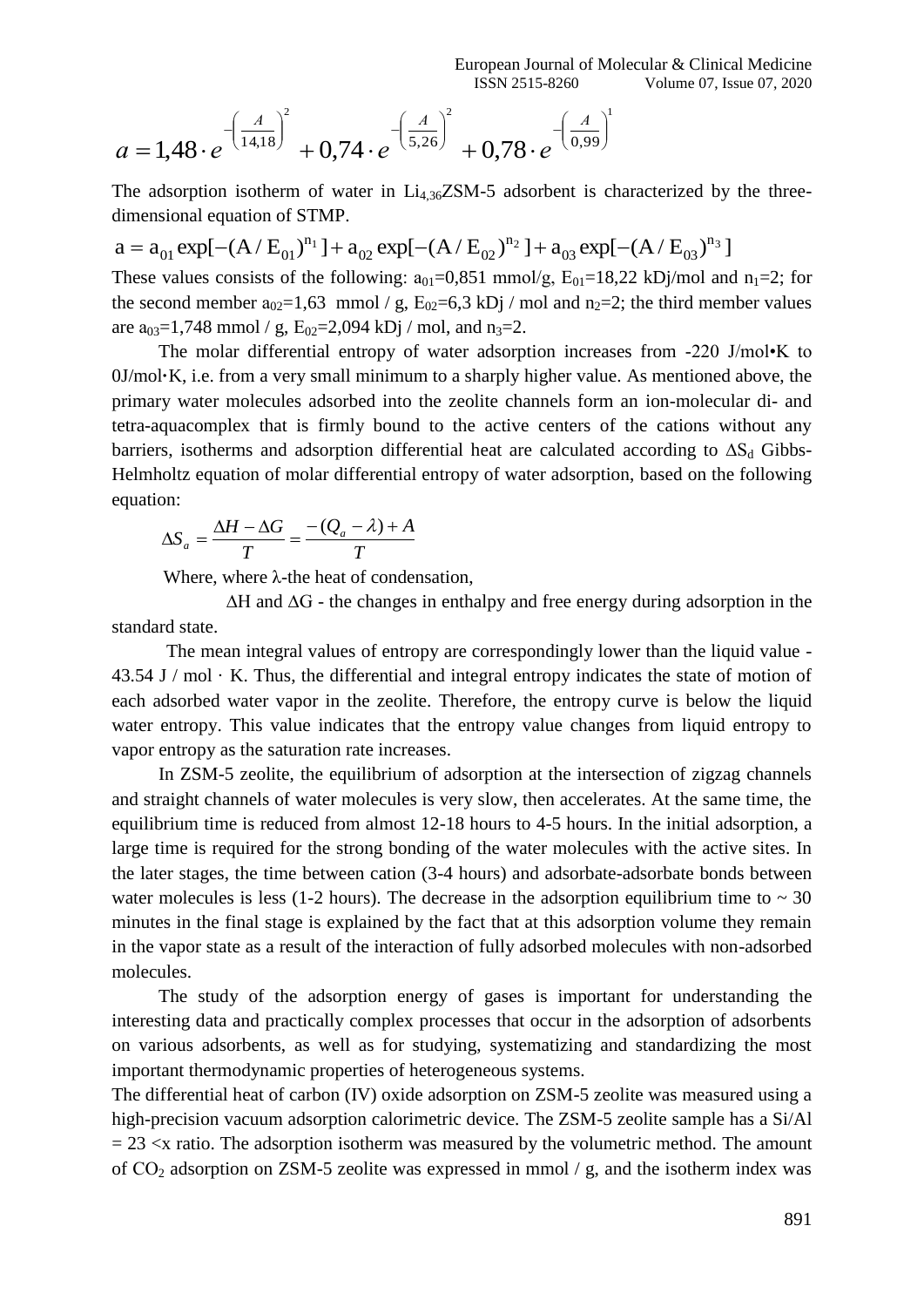$$a = 1{,}48 \cdot e^{-\left(\frac{A}{14{,}18}\right)^2} + 0{,}74 \cdot e^{-\left(\frac{A}{5{,}26}\right)^2} + 0{,}78 \cdot e^{-\left(\frac{A}{0{,}99}\right)^1}$$

The adsorption isotherm of water in $Li_{4,36}ZSM$-5 adsorbent is characterized by the three-dimensional equation of STMP.

$$a = a_{01} \exp[-(A/E_{01})^{n_1}] + a_{02} \exp[-(A/E_{02})^{n_2}] + a_{03} \exp[-(A/E_{03})^{n_3}]$$

These values consists of the following: $a_{01}$=0,851 mmol/g, $E_{01}$=18,22 kDj/mol and $n_1$=2; for the second member $a_{02}$=1,63 mmol / g, $E_{02}$=6,3 kDj / mol and $n_2$=2; the third member values are $a_{03}$=1,748 mmol / g, $E_{02}$=2,094 kDj / mol, and $n_3$=2.

The molar differential entropy of water adsorption increases from -220 J/mol•K to 0J/mol·K, i.e. from a very small minimum to a sharply higher value. As mentioned above, the primary water molecules adsorbed into the zeolite channels form an ion-molecular di- and tetra-aquacomplex that is firmly bound to the active centers of the cations without any barriers, isotherms and adsorption differential heat are calculated according to $\Delta S_d$ Gibbs-Helmholtz equation of molar differential entropy of water adsorption, based on the following equation:

$$\Delta S_a = \frac{\Delta H - \Delta G}{T} = \frac{-(Q_a - \lambda) + A}{T}$$

Where, where λ-the heat of condensation,

$\Delta H$ and $\Delta G$ - the changes in enthalpy and free energy during adsorption in the standard state.

The mean integral values of entropy are correspondingly lower than the liquid value -43.54 J / mol · K. Thus, the differential and integral entropy indicates the state of motion of each adsorbed water vapor in the zeolite. Therefore, the entropy curve is below the liquid water entropy. This value indicates that the entropy value changes from liquid entropy to vapor entropy as the saturation rate increases.

In ZSM-5 zeolite, the equilibrium of adsorption at the intersection of zigzag channels and straight channels of water molecules is very slow, then accelerates. At the same time, the equilibrium time is reduced from almost 12-18 hours to 4-5 hours. In the initial adsorption, a large time is required for the strong bonding of the water molecules with the active sites. In the later stages, the time between cation (3-4 hours) and adsorbate-adsorbate bonds between water molecules is less (1-2 hours). The decrease in the adsorption equilibrium time to ~ 30 minutes in the final stage is explained by the fact that at this adsorption volume they remain in the vapor state as a result of the interaction of fully adsorbed molecules with non-adsorbed molecules.

The study of the adsorption energy of gases is important for understanding the interesting data and practically complex processes that occur in the adsorption of adsorbents on various adsorbents, as well as for studying, systematizing and standardizing the most important thermodynamic properties of heterogeneous systems.

The differential heat of carbon (IV) oxide adsorption on ZSM-5 zeolite was measured using a high-precision vacuum adsorption calorimetric device. The ZSM-5 zeolite sample has a Si/Al = 23 <x ratio. The adsorption isotherm was measured by the volumetric method. The amount of $CO_2$ adsorption on ZSM-5 zeolite was expressed in mmol / g, and the isotherm index was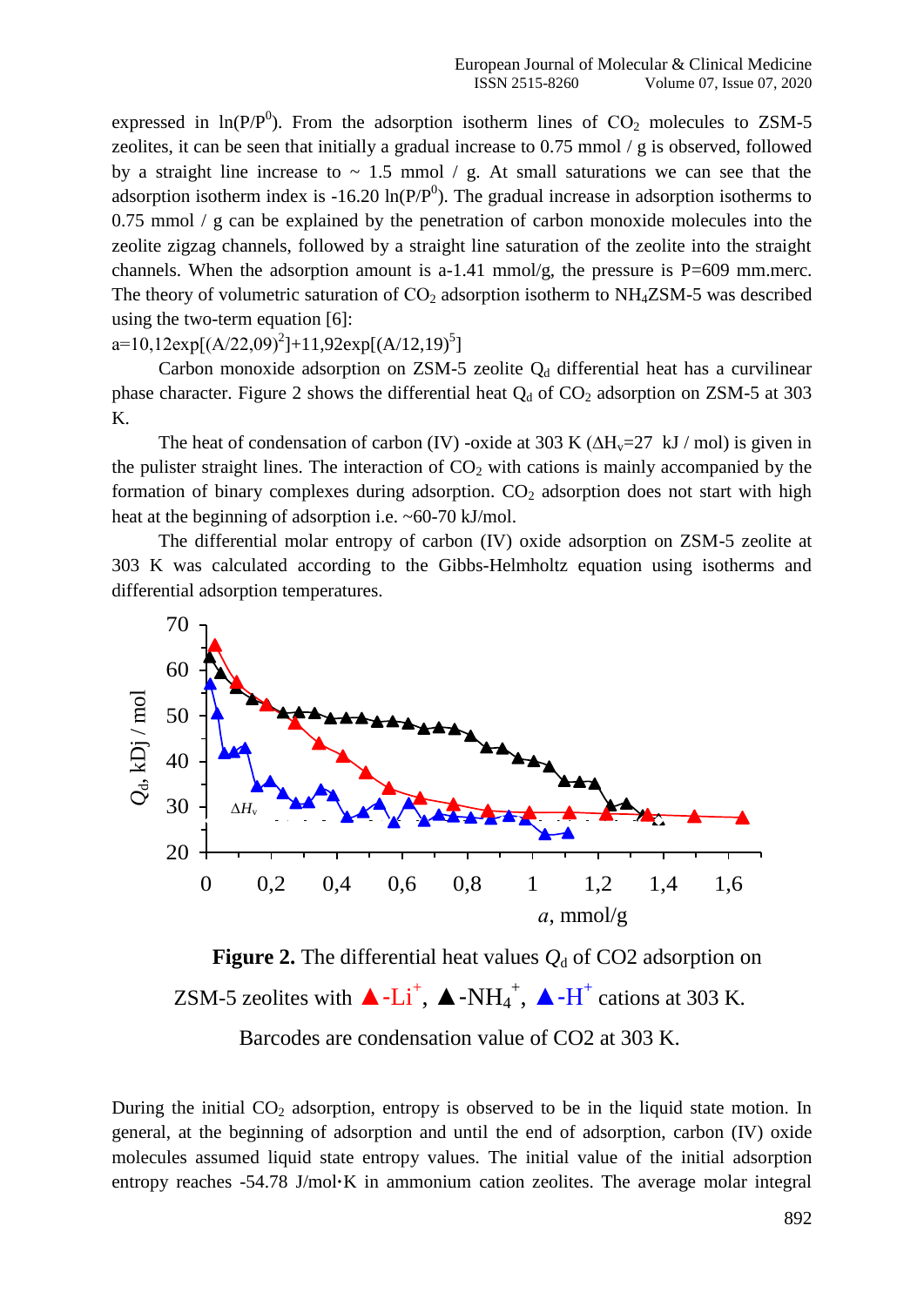expressed in $\ln(P/P^0)$. From the adsorption isotherm lines of $CO_2$ molecules to ZSM-5 zeolites, it can be seen that initially a gradual increase to 0.75 mmol / g is observed, followed by a straight line increase to ~ 1.5 mmol / g. At small saturations we can see that the adsorption isotherm index is -16.20 $\ln(P/P^0)$. The gradual increase in adsorption isotherms to 0.75 mmol / g can be explained by the penetration of carbon monoxide molecules into the zeolite zigzag channels, followed by a straight line saturation of the zeolite into the straight channels. When the adsorption amount is a-1.41 mmol/g, the pressure is P=609 mm.merc. The theory of volumetric saturation of $CO_2$ adsorption isotherm to $NH_4$ZSM-5 was described using the two-term equation [6]:

$$a=10,12\exp[(A/22,09)^2]+11,92\exp[(A/12,19)^5]$$

Carbon monoxide adsorption on ZSM-5 zeolite $Q_d$ differential heat has a curvilinear phase character. Figure 2 shows the differential heat $Q_d$ of $CO_2$ adsorption on ZSM-5 at 303 K.

The heat of condensation of carbon (IV) -oxide at 303 K ($\Delta H_v$=27 kJ / mol) is given in the pulister straight lines. The interaction of $CO_2$ with cations is mainly accompanied by the formation of binary complexes during adsorption. $CO_2$ adsorption does not start with high heat at the beginning of adsorption i.e. ~60-70 kJ/mol.

The differential molar entropy of carbon (IV) oxide adsorption on ZSM-5 zeolite at 303 K was calculated according to the Gibbs-Helmholtz equation using isotherms and differential adsorption temperatures.

**Figure 2.** The differential heat values $Q_d$ of CO2 adsorption on ZSM-5 zeolites with ▲-$Li^+$, ▲-$NH_4^+$, ▲-$H^+$ cations at 303 K. Barcodes are condensation value of CO2 at 303 K.

During the initial $CO_2$ adsorption, entropy is observed to be in the liquid state motion. In general, at the beginning of adsorption and until the end of adsorption, carbon (IV) oxide molecules assumed liquid state entropy values. The initial value of the initial adsorption entropy reaches -54.78 J/mol·K in ammonium cation zeolites. The average molar integral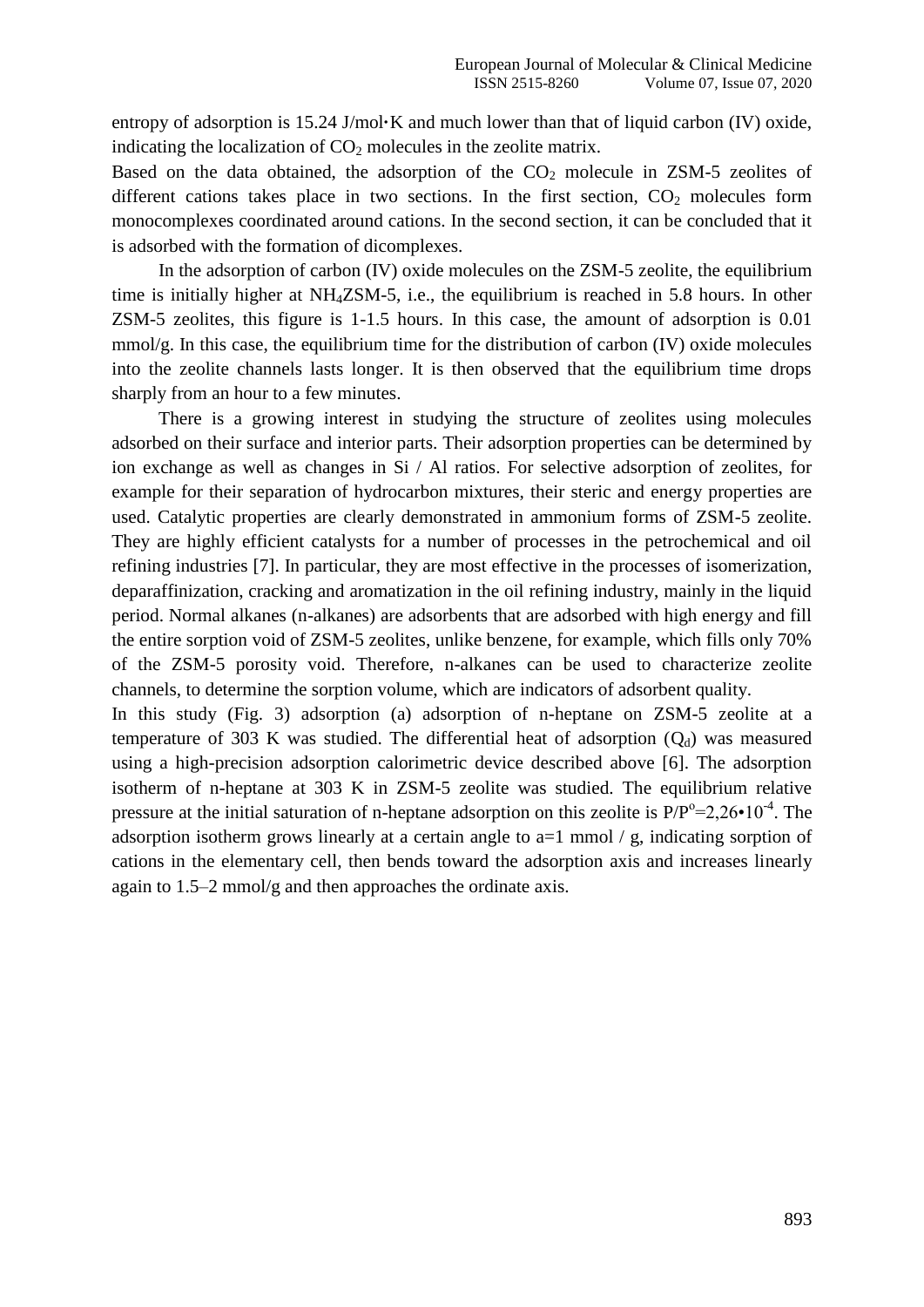entropy of adsorption is 15.24 J/mol·K and much lower than that of liquid carbon (IV) oxide, indicating the localization of $CO_2$ molecules in the zeolite matrix.

Based on the data obtained, the adsorption of the $CO_2$ molecule in ZSM-5 zeolites of different cations takes place in two sections. In the first section, $CO_2$ molecules form monocomplexes coordinated around cations. In the second section, it can be concluded that it is adsorbed with the formation of dicomplexes.

In the adsorption of carbon (IV) oxide molecules on the ZSM-5 zeolite, the equilibrium time is initially higher at $NH_4$ZSM-5, i.e., the equilibrium is reached in 5.8 hours. In other ZSM-5 zeolites, this figure is 1-1.5 hours. In this case, the amount of adsorption is 0.01 mmol/g. In this case, the equilibrium time for the distribution of carbon (IV) oxide molecules into the zeolite channels lasts longer. It is then observed that the equilibrium time drops sharply from an hour to a few minutes.

There is a growing interest in studying the structure of zeolites using molecules adsorbed on their surface and interior parts. Their adsorption properties can be determined by ion exchange as well as changes in Si / Al ratios. For selective adsorption of zeolites, for example for their separation of hydrocarbon mixtures, their steric and energy properties are used. Catalytic properties are clearly demonstrated in ammonium forms of ZSM-5 zeolite. They are highly efficient catalysts for a number of processes in the petrochemical and oil refining industries [7]. In particular, they are most effective in the processes of isomerization, deparaffinization, cracking and aromatization in the oil refining industry, mainly in the liquid period. Normal alkanes (n-alkanes) are adsorbents that are adsorbed with high energy and fill the entire sorption void of ZSM-5 zeolites, unlike benzene, for example, which fills only 70% of the ZSM-5 porosity void. Therefore, n-alkanes can be used to characterize zeolite channels, to determine the sorption volume, which are indicators of adsorbent quality.

In this study (Fig. 3) adsorption (a) adsorption of n-heptane on ZSM-5 zeolite at a temperature of 303 K was studied. The differential heat of adsorption ($Q_d$) was measured using a high-precision adsorption calorimetric device described above [6]. The adsorption isotherm of n-heptane at 303 K in ZSM-5 zeolite was studied. The equilibrium relative pressure at the initial saturation of n-heptane adsorption on this zeolite is $P/P^o=2{,}26 \bullet 10^{-4}$. The adsorption isotherm grows linearly at a certain angle to a=1 mmol / g, indicating sorption of cations in the elementary cell, then bends toward the adsorption axis and increases linearly again to 1.5–2 mmol/g and then approaches the ordinate axis.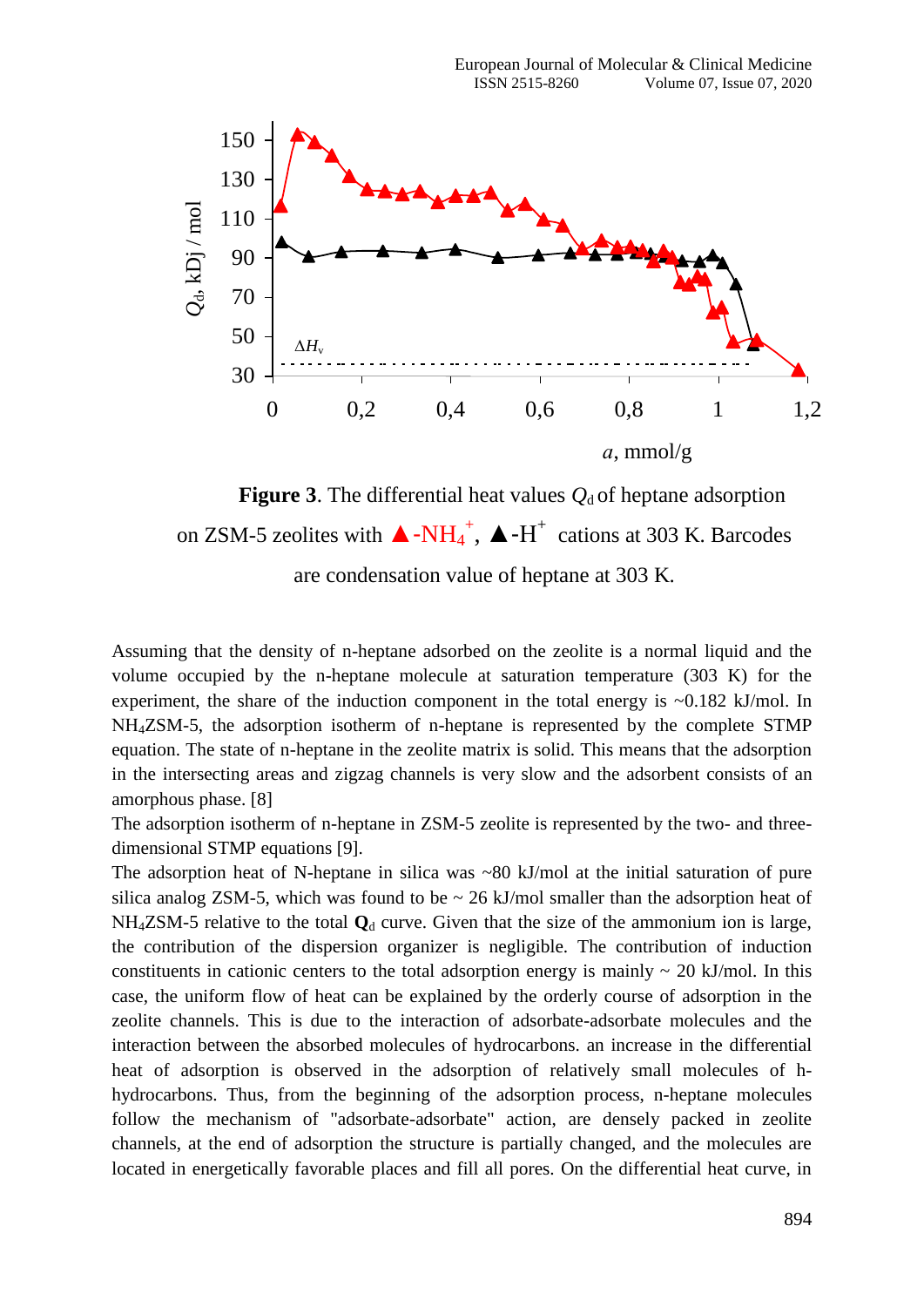**Figure 3**. The differential heat values $Q_d$ of heptane adsorption on ZSM-5 zeolites with ▲-$NH_4^+$, ▲-$H^+$ cations at 303 K. Barcodes are condensation value of heptane at 303 K.

Assuming that the density of n-heptane adsorbed on the zeolite is a normal liquid and the volume occupied by the n-heptane molecule at saturation temperature (303 K) for the experiment, the share of the induction component in the total energy is ~0.182 kJ/mol. In $NH_4$ZSM-5, the adsorption isotherm of n-heptane is represented by the complete STMP equation. The state of n-heptane in the zeolite matrix is solid. This means that the adsorption in the intersecting areas and zigzag channels is very slow and the adsorbent consists of an amorphous phase. [8]

The adsorption isotherm of n-heptane in ZSM-5 zeolite is represented by the two- and three-dimensional STMP equations [9].

The adsorption heat of N-heptane in silica was ~80 kJ/mol at the initial saturation of pure silica analog ZSM-5, which was found to be ~ 26 kJ/mol smaller than the adsorption heat of $NH_4$ZSM-5 relative to the total $\mathbf{Q}_d$ curve. Given that the size of the ammonium ion is large, the contribution of the dispersion organizer is negligible. The contribution of induction constituents in cationic centers to the total adsorption energy is mainly ~ 20 kJ/mol. In this case, the uniform flow of heat can be explained by the orderly course of adsorption in the zeolite channels. This is due to the interaction of adsorbate-adsorbate molecules and the interaction between the absorbed molecules of hydrocarbons. an increase in the differential heat of adsorption is observed in the adsorption of relatively small molecules of h-hydrocarbons. Thus, from the beginning of the adsorption process, n-heptane molecules follow the mechanism of "adsorbate-adsorbate" action, are densely packed in zeolite channels, at the end of adsorption the structure is partially changed, and the molecules are located in energetically favorable places and fill all pores. On the differential heat curve, in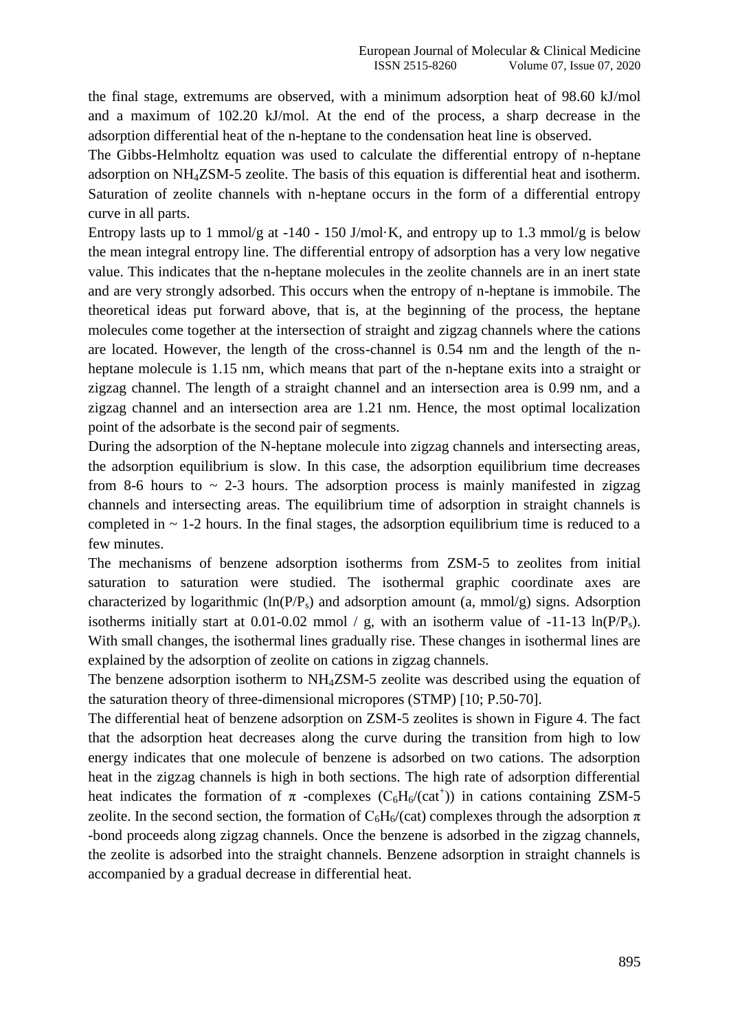the final stage, extremums are observed, with a minimum adsorption heat of 98.60 kJ/mol and a maximum of 102.20 kJ/mol. At the end of the process, a sharp decrease in the adsorption differential heat of the n-heptane to the condensation heat line is observed.

The Gibbs-Helmholtz equation was used to calculate the differential entropy of n-heptane adsorption on $NH_4$ZSM-5 zeolite. The basis of this equation is differential heat and isotherm. Saturation of zeolite channels with n-heptane occurs in the form of a differential entropy curve in all parts.

Entropy lasts up to 1 mmol/g at -140 - 150 J/mol·K, and entropy up to 1.3 mmol/g is below the mean integral entropy line. The differential entropy of adsorption has a very low negative value. This indicates that the n-heptane molecules in the zeolite channels are in an inert state and are very strongly adsorbed. This occurs when the entropy of n-heptane is immobile. The theoretical ideas put forward above, that is, at the beginning of the process, the heptane molecules come together at the intersection of straight and zigzag channels where the cations are located. However, the length of the cross-channel is 0.54 nm and the length of the n-heptane molecule is 1.15 nm, which means that part of the n-heptane exits into a straight or zigzag channel. The length of a straight channel and an intersection area is 0.99 nm, and a zigzag channel and an intersection area are 1.21 nm. Hence, the most optimal localization point of the adsorbate is the second pair of segments.

During the adsorption of the N-heptane molecule into zigzag channels and intersecting areas, the adsorption equilibrium is slow. In this case, the adsorption equilibrium time decreases from 8-6 hours to ~ 2-3 hours. The adsorption process is mainly manifested in zigzag channels and intersecting areas. The equilibrium time of adsorption in straight channels is completed in ~ 1-2 hours. In the final stages, the adsorption equilibrium time is reduced to a few minutes.

The mechanisms of benzene adsorption isotherms from ZSM-5 to zeolites from initial saturation to saturation were studied. The isothermal graphic coordinate axes are characterized by logarithmic ($\ln(P/P_s)$) and adsorption amount (a, mmol/g) signs. Adsorption isotherms initially start at 0.01-0.02 mmol / g, with an isotherm value of -11-13 $\ln(P/P_s)$. With small changes, the isothermal lines gradually rise. These changes in isothermal lines are explained by the adsorption of zeolite on cations in zigzag channels.

The benzene adsorption isotherm to $NH_4$ZSM-5 zeolite was described using the equation of the saturation theory of three-dimensional micropores (STMP) [10; P.50-70].

The differential heat of benzene adsorption on ZSM-5 zeolites is shown in Figure 4. The fact that the adsorption heat decreases along the curve during the transition from high to low energy indicates that one molecule of benzene is adsorbed on two cations. The adsorption heat in the zigzag channels is high in both sections. The high rate of adsorption differential heat indicates the formation of $\pi$ -complexes ($C_6H_6/(cat^+)$) in cations containing ZSM-5 zeolite. In the second section, the formation of $C_6H_6$/(cat) complexes through the adsorption $\pi$ -bond proceeds along zigzag channels. Once the benzene is adsorbed in the zigzag channels, the zeolite is adsorbed into the straight channels. Benzene adsorption in straight channels is accompanied by a gradual decrease in differential heat.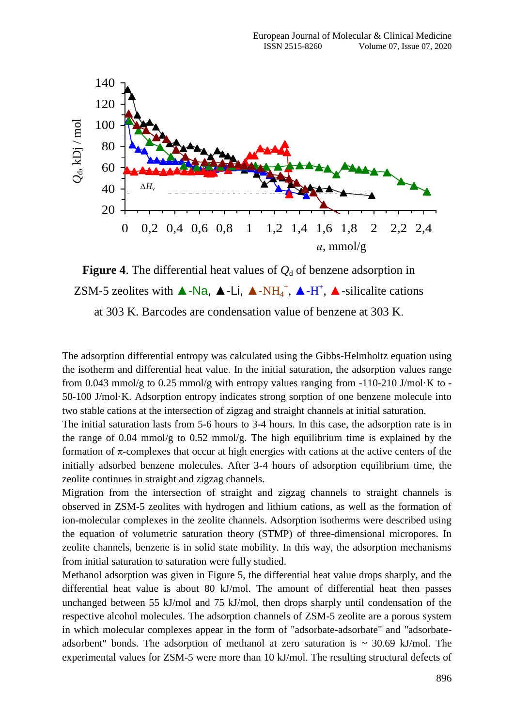**Figure 4**. The differential heat values of $Q_d$ of benzene adsorption in ZSM-5 zeolites with ▲-Na, ▲-Li, ▲-$NH_4^+$, ▲-$H^+$, ▲-silicalite cations at 303 K. Barcodes are condensation value of benzene at 303 K.

The adsorption differential entropy was calculated using the Gibbs-Helmholtz equation using the isotherm and differential heat value. In the initial saturation, the adsorption values range from 0.043 mmol/g to 0.25 mmol/g with entropy values ranging from -110-210 J/mol·K to -50-100 J/mol·K. Adsorption entropy indicates strong sorption of one benzene molecule into two stable cations at the intersection of zigzag and straight channels at initial saturation.

The initial saturation lasts from 5-6 hours to 3-4 hours. In this case, the adsorption rate is in the range of 0.04 mmol/g to 0.52 mmol/g. The high equilibrium time is explained by the formation of π-complexes that occur at high energies with cations at the active centers of the initially adsorbed benzene molecules. After 3-4 hours of adsorption equilibrium time, the zeolite continues in straight and zigzag channels.

Migration from the intersection of straight and zigzag channels to straight channels is observed in ZSM-5 zeolites with hydrogen and lithium cations, as well as the formation of ion-molecular complexes in the zeolite channels. Adsorption isotherms were described using the equation of volumetric saturation theory (STMP) of three-dimensional micropores. In zeolite channels, benzene is in solid state mobility. In this way, the adsorption mechanisms from initial saturation to saturation were fully studied.

Methanol adsorption was given in Figure 5, the differential heat value drops sharply, and the differential heat value is about 80 kJ/mol. The amount of differential heat then passes unchanged between 55 kJ/mol and 75 kJ/mol, then drops sharply until condensation of the respective alcohol molecules. The adsorption channels of ZSM-5 zeolite are a porous system in which molecular complexes appear in the form of "adsorbate-adsorbate" and "adsorbate-adsorbent" bonds. The adsorption of methanol at zero saturation is ~ 30.69 kJ/mol. The experimental values for ZSM-5 were more than 10 kJ/mol. The resulting structural defects of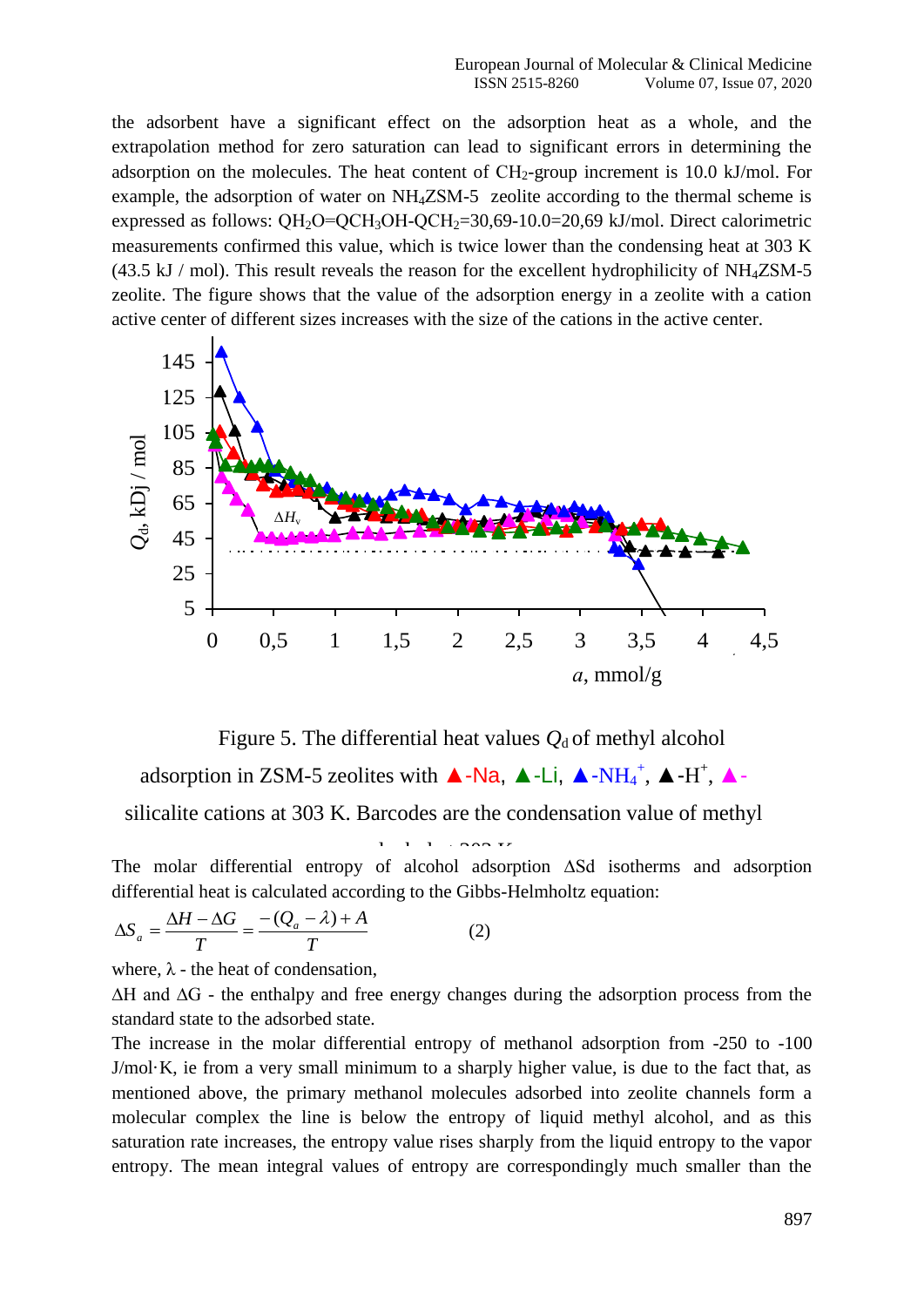the adsorbent have a significant effect on the adsorption heat as a whole, and the extrapolation method for zero saturation can lead to significant errors in determining the adsorption on the molecules. The heat content of $CH_2$-group increment is 10.0 kJ/mol. For example, the adsorption of water on $NH_4$ZSM-5 zeolite according to the thermal scheme is expressed as follows: $QH_2O$=$QCH_3OH$-$QCH_2$=30,69-10.0=20,69 kJ/mol. Direct calorimetric measurements confirmed this value, which is twice lower than the condensing heat at 303 K (43.5 kJ / mol). This result reveals the reason for the excellent hydrophilicity of $NH_4$ZSM-5 zeolite. The figure shows that the value of the adsorption energy in a zeolite with a cation active center of different sizes increases with the size of the cations in the active center.

Figure 5. The differential heat values $Q_d$ of methyl alcohol adsorption in ZSM-5 zeolites with ▲-Na, ▲-Li, ▲-$NH_4^+$, ▲-$H^+$, ▲-silicalite cations at 303 K. Barcodes are the condensation value of methyl alcohol at 303 K

The molar differential entropy of alcohol adsorption ΔSd isotherms and adsorption differential heat is calculated according to the Gibbs-Helmholtz equation:

$$\Delta S_a = \frac{\Delta H - \Delta G}{T} = \frac{-(Q_a - \lambda) + A}{T} \qquad (2)$$

where, λ - the heat of condensation,

ΔH and ΔG - the enthalpy and free energy changes during the adsorption process from the standard state to the adsorbed state.

The increase in the molar differential entropy of methanol adsorption from -250 to -100 J/mol·K, ie from a very small minimum to a sharply higher value, is due to the fact that, as mentioned above, the primary methanol molecules adsorbed into zeolite channels form a molecular complex the line is below the entropy of liquid methyl alcohol, and as this saturation rate increases, the entropy value rises sharply from the liquid entropy to the vapor entropy. The mean integral values of entropy are correspondingly much smaller than the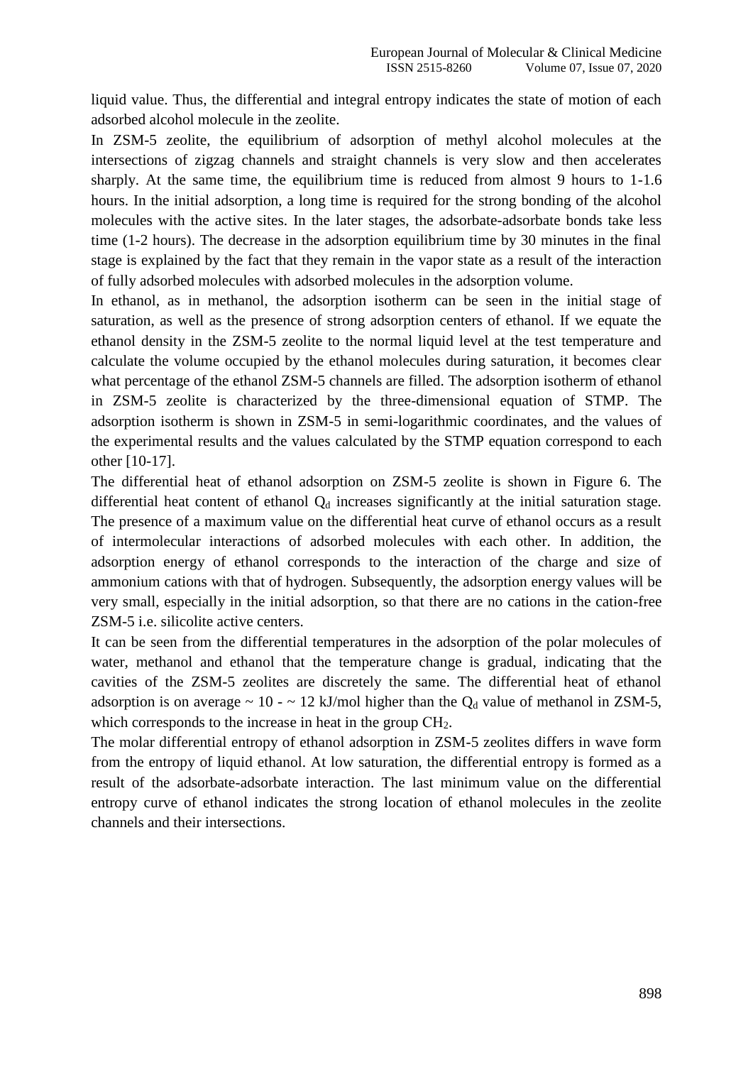liquid value. Thus, the differential and integral entropy indicates the state of motion of each adsorbed alcohol molecule in the zeolite.

In ZSM-5 zeolite, the equilibrium of adsorption of methyl alcohol molecules at the intersections of zigzag channels and straight channels is very slow and then accelerates sharply. At the same time, the equilibrium time is reduced from almost 9 hours to 1-1.6 hours. In the initial adsorption, a long time is required for the strong bonding of the alcohol molecules with the active sites. In the later stages, the adsorbate-adsorbate bonds take less time (1-2 hours). The decrease in the adsorption equilibrium time by 30 minutes in the final stage is explained by the fact that they remain in the vapor state as a result of the interaction of fully adsorbed molecules with adsorbed molecules in the adsorption volume.

In ethanol, as in methanol, the adsorption isotherm can be seen in the initial stage of saturation, as well as the presence of strong adsorption centers of ethanol. If we equate the ethanol density in the ZSM-5 zeolite to the normal liquid level at the test temperature and calculate the volume occupied by the ethanol molecules during saturation, it becomes clear what percentage of the ethanol ZSM-5 channels are filled. The adsorption isotherm of ethanol in ZSM-5 zeolite is characterized by the three-dimensional equation of STMP. The adsorption isotherm is shown in ZSM-5 in semi-logarithmic coordinates, and the values of the experimental results and the values calculated by the STMP equation correspond to each other [10-17].

The differential heat of ethanol adsorption on ZSM-5 zeolite is shown in Figure 6. The differential heat content of ethanol $Q_d$ increases significantly at the initial saturation stage. The presence of a maximum value on the differential heat curve of ethanol occurs as a result of intermolecular interactions of adsorbed molecules with each other. In addition, the adsorption energy of ethanol corresponds to the interaction of the charge and size of ammonium cations with that of hydrogen. Subsequently, the adsorption energy values will be very small, especially in the initial adsorption, so that there are no cations in the cation-free ZSM-5 i.e. silicolite active centers.

It can be seen from the differential temperatures in the adsorption of the polar molecules of water, methanol and ethanol that the temperature change is gradual, indicating that the cavities of the ZSM-5 zeolites are discretely the same. The differential heat of ethanol adsorption is on average ~ 10 - ~ 12 kJ/mol higher than the $Q_d$ value of methanol in ZSM-5, which corresponds to the increase in heat in the group $CH_2$.

The molar differential entropy of ethanol adsorption in ZSM-5 zeolites differs in wave form from the entropy of liquid ethanol. At low saturation, the differential entropy is formed as a result of the adsorbate-adsorbate interaction. The last minimum value on the differential entropy curve of ethanol indicates the strong location of ethanol molecules in the zeolite channels and their intersections.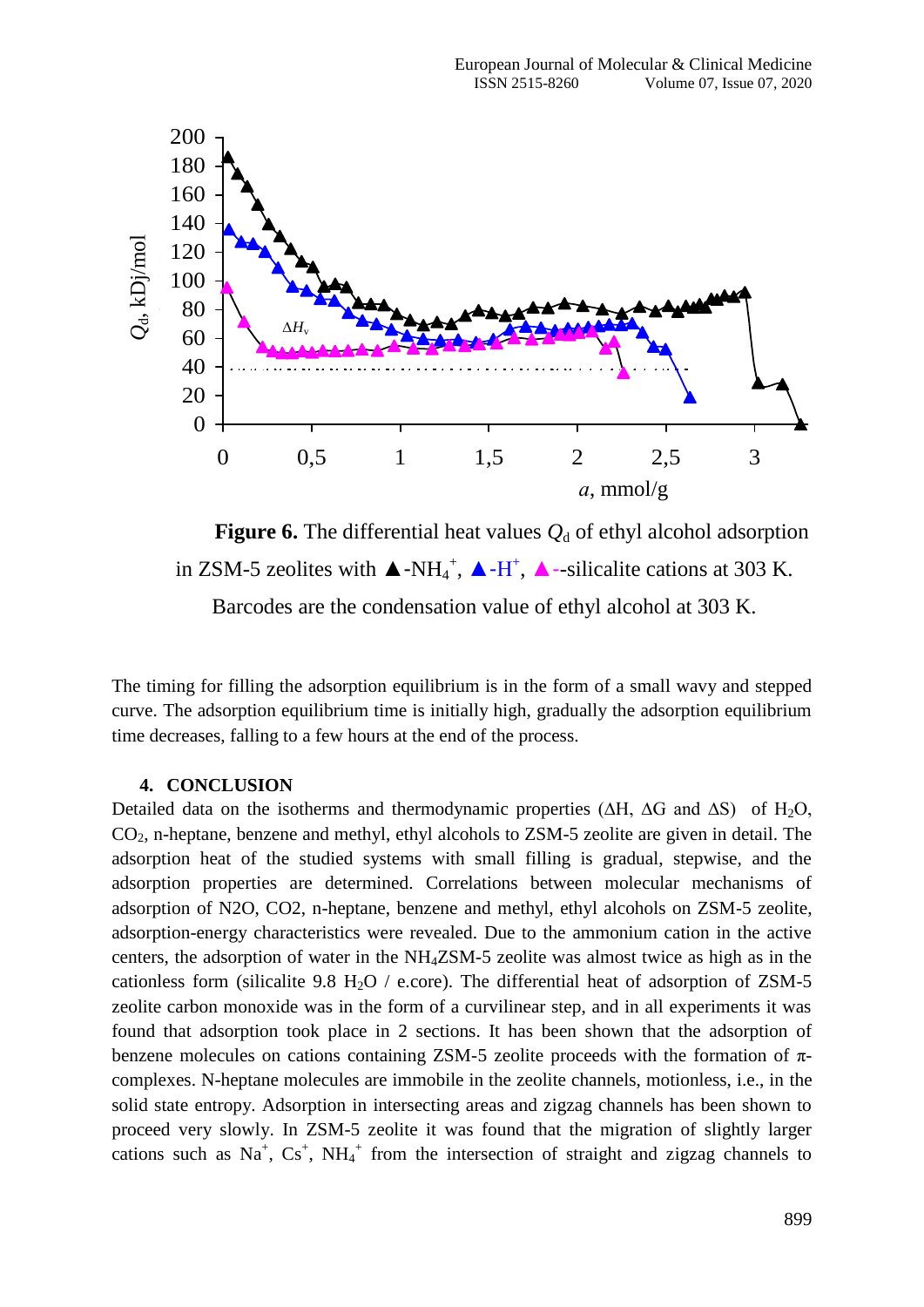**Figure 6.** The differential heat values $Q_d$ of ethyl alcohol adsorption in ZSM-5 zeolites with ▲-$NH_4^+$, ▲-$H^+$, ▲--silicalite cations at 303 K. Barcodes are the condensation value of ethyl alcohol at 303 K.

The timing for filling the adsorption equilibrium is in the form of a small wavy and stepped curve. The adsorption equilibrium time is initially high, gradually the adsorption equilibrium time decreases, falling to a few hours at the end of the process.

## 4. CONCLUSION

Detailed data on the isotherms and thermodynamic properties (ΔH, ΔG and ΔS) of $H_2O$, $CO_2$, n-heptane, benzene and methyl, ethyl alcohols to ZSM-5 zeolite are given in detail. The adsorption heat of the studied systems with small filling is gradual, stepwise, and the adsorption properties are determined. Correlations between molecular mechanisms of adsorption of N2O, CO2, n-heptane, benzene and methyl, ethyl alcohols on ZSM-5 zeolite, adsorption-energy characteristics were revealed. Due to the ammonium cation in the active centers, the adsorption of water in the $NH_4$ZSM-5 zeolite was almost twice as high as in the cationless form (silicalite 9.8 $H_2O$ / e.core). The differential heat of adsorption of ZSM-5 zeolite carbon monoxide was in the form of a curvilinear step, and in all experiments it was found that adsorption took place in 2 sections. It has been shown that the adsorption of benzene molecules on cations containing ZSM-5 zeolite proceeds with the formation of π-complexes. N-heptane molecules are immobile in the zeolite channels, motionless, i.e., in the solid state entropy. Adsorption in intersecting areas and zigzag channels has been shown to proceed very slowly. In ZSM-5 zeolite it was found that the migration of slightly larger cations such as $Na^+$, $Cs^+$, $NH_4^+$ from the intersection of straight and zigzag channels to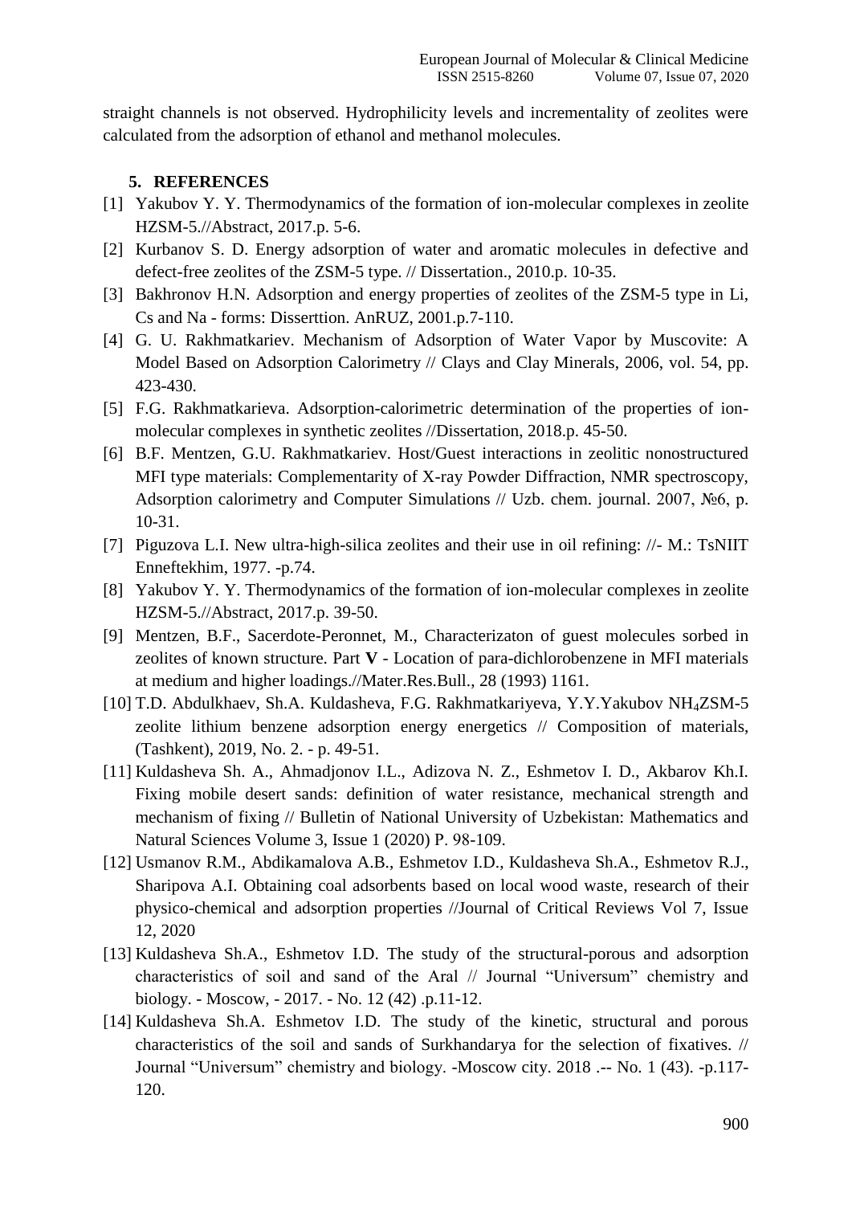straight channels is not observed. Hydrophilicity levels and incrementality of zeolites were calculated from the adsorption of ethanol and methanol molecules.

## 5. REFERENCES

[1] Yakubov Y. Y. Thermodynamics of the formation of ion-molecular complexes in zeolite HZSM-5.//Abstract, 2017.p. 5-6.

[2] Kurbanov S. D. Energy adsorption of water and aromatic molecules in defective and defect-free zeolites of the ZSM-5 type. // Dissertation., 2010.p. 10-35.

[3] Bakhronov H.N. Adsorption and energy properties of zeolites of the ZSM-5 type in Li, Cs and Na - forms: Disserttion. AnRUZ, 2001.p.7-110.

[4] G. U. Rakhmatkariev. Mechanism of Adsorption of Water Vapor by Muscovite: A Model Based on Adsorption Calorimetry // Clays and Clay Minerals, 2006, vol. 54, pp. 423-430.

[5] F.G. Rakhmatkarieva. Adsorption-calorimetric determination of the properties of ion-molecular complexes in synthetic zeolites //Dissertation, 2018.p. 45-50.

[6] B.F. Mentzen, G.U. Rakhmatkariev. Host/Guest interactions in zeolitic nonostructured MFI type materials: Complementarity of X-ray Powder Diffraction, NMR spectroscopy, Adsorption calorimetry and Computer Simulations // Uzb. chem. journal. 2007, №6, p. 10-31.

[7] Piguzova L.I. New ultra-high-silica zeolites and their use in oil refining: //- M.: TsNIIT Enneftekhim, 1977. -p.74.

[8] Yakubov Y. Y. Thermodynamics of the formation of ion-molecular complexes in zeolite HZSM-5.//Abstract, 2017.p. 39-50.

[9] Mentzen, B.F., Sacerdote-Peronnet, M., Characterizaton of guest molecules sorbed in zeolites of known structure. Part **V** - Location of para-dichlorobenzene in MFI materials at medium and higher loadings.//Mater.Res.Bull., 28 (1993) 1161.

[10] T.D. Abdulkhaev, Sh.A. Kuldasheva, F.G. Rakhmatkariyeva, Y.Y.Yakubov $NH_4$ZSM-5 zeolite lithium benzene adsorption energy energetics // Composition of materials, (Tashkent), 2019, No. 2. - p. 49-51.

[11] Kuldasheva Sh. A., Ahmadjonov I.L., Adizova N. Z., Eshmetov I. D., Akbarov Kh.I. Fixing mobile desert sands: definition of water resistance, mechanical strength and mechanism of fixing // Bulletin of National University of Uzbekistan: Mathematics and Natural Sciences Volume 3, Issue 1 (2020) P. 98-109.

[12] Usmanov R.M., Abdikamalova A.B., Eshmetov I.D., Kuldasheva Sh.A., Eshmetov R.J., Sharipova A.I. Obtaining coal adsorbents based on local wood waste, research of their physico-chemical and adsorption properties //Journal of Critical Reviews Vol 7, Issue 12, 2020

[13] Kuldasheva Sh.A., Eshmetov I.D. The study of the structural-porous and adsorption characteristics of soil and sand of the Aral // Journal "Universum" chemistry and biology. - Moscow, - 2017. - No. 12 (42) .p.11-12.

[14] Kuldasheva Sh.A. Eshmetov I.D. The study of the kinetic, structural and porous characteristics of the soil and sands of Surkhandarya for the selection of fixatives. // Journal "Universum" chemistry and biology. -Moscow city. 2018 .-- No. 1 (43). -p.117-120.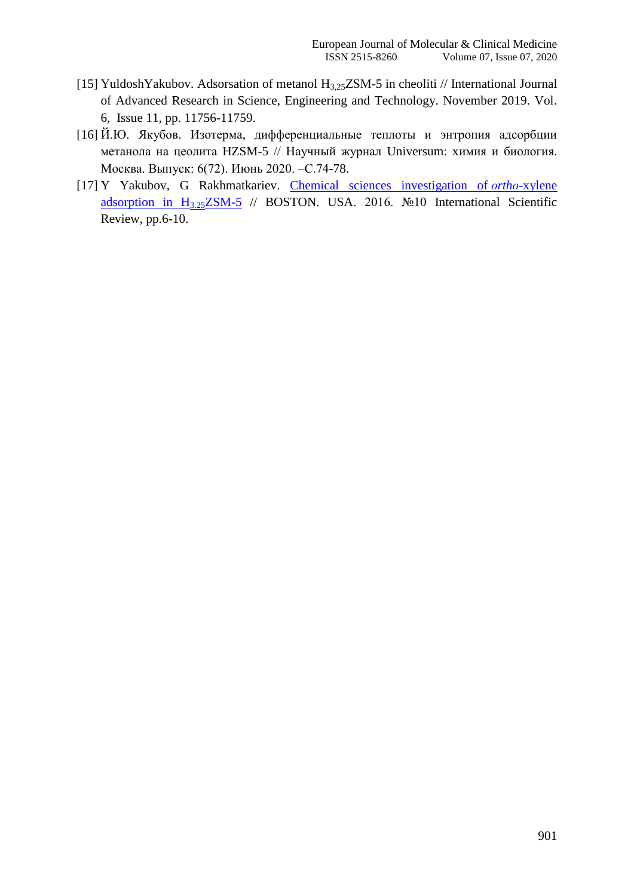[15] YuldoshYakubov. Adsorsation of metanol $H_{3,25}$ZSM-5 in cheoliti // International Journal of Advanced Research in Science, Engineering and Technology. November 2019. Vol. 6, Issue 11, pp. 11756-11759.

[16] Й.Ю. Якубов. Изотерма, дифференциальные теплоты и энтропия адсорбции метанола на цеолита HZSM-5 // Научный журнал Universum: химия и биология. Москва. Выпуск: 6(72). Июнь 2020. –С.74-78.

[17] Y Yakubov, G Rakhmatkariev. Chemical sciences investigation of *ortho*-xylene adsorption in $H_{3.25}$ZSM-5 // BOSTON. USA. 2016. №10 International Scientific Review, pp.6-10.